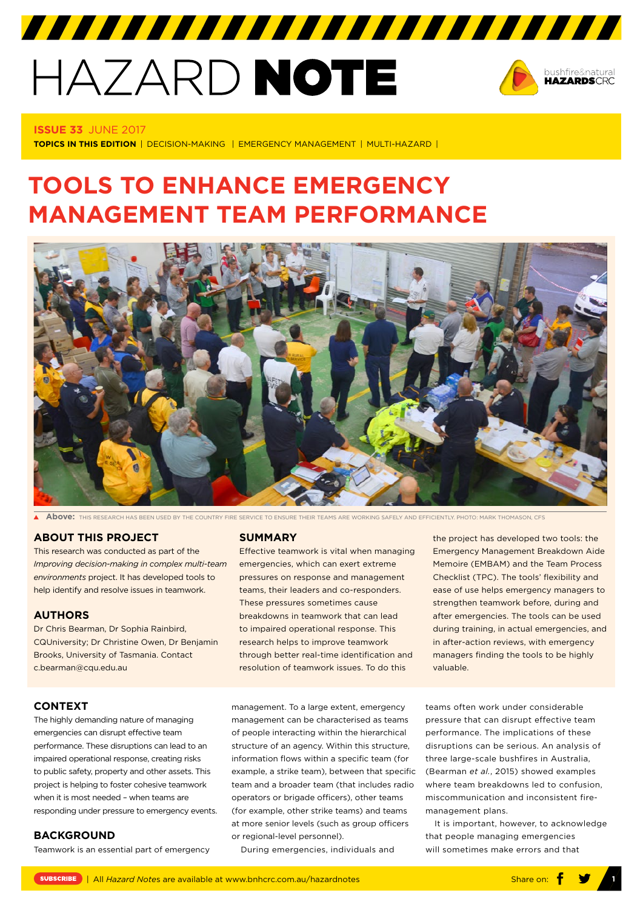# HAZARD NOTE

**ISSUE 33** JUNE 2017

**TOPICS IN THIS EDITION** | DECISION-MAKING | EMERGENCY MANAGEMENT | MULTI-HAZARD |

# TOOLS TO ENHANCE EMERGENCY MANAGEMENT TEAM PERFORMANCE

**Above:** THIS RESEARCH HAS BEEN USED BY THE COUNTRY FIRE SERVICE TO ENSURE THEIR TEAMS ARE WORKING SAFELY AND EFFICIENTLY. PHOTO: MARK THOMASON, CFS

## ABOUT THIS PROJECT

This research was conducted as part of the *Improving decision-making in complex multi-team environments* project. It has developed tools to help identify and resolve issues in teamwork.

## AUTHORS

Dr Chris Bearman, Dr Sophia Rainbird, CQUniversity; Dr Christine Owen, Dr Benjamin Brooks, University of Tasmania. Contact c.bearman@cqu.edu.au

## SUMMARY

Effective teamwork is vital when managing emergencies, which can exert extreme pressures on response and management teams, their leaders and co-responders. These pressures sometimes cause breakdowns in teamwork that can lead to impaired operational response. This research helps to improve teamwork through better real-time identification and resolution of teamwork issues. To do this the project has developed two tools: the Emergency Management Breakdown Aide Memoire (EMBAM) and the Team Process Checklist (TPC). The tools' flexibility and ease of use helps emergency managers to strengthen teamwork before, during and after emergencies. The tools can be used during training, in actual emergencies, and in after-action reviews, with emergency managers finding the tools to be highly valuable.

## CONTEXT

The highly demanding nature of managing emergencies can disrupt effective team performance. These disruptions can lead to an impaired operational response, creating risks to public safety, property and other assets. This project is helping to foster cohesive teamwork when it is most needed – when teams are responding under pressure to emergency events.

## BACKGROUND

Teamwork is an essential part of emergency management. To a large extent, emergency management can be characterised as teams of people interacting within the hierarchical structure of an agency. Within this structure, information flows within a specific team (for example, a strike team), between that specific team and a broader team (that includes radio operators or brigade officers), other teams (for example, other strike teams) and teams at more senior levels (such as group officers or regional-level personnel).

During emergencies, individuals and teams often work under considerable pressure that can disrupt effective team performance. The implications of these disruptions can be serious. An analysis of three large-scale bushfires in Australia, (Bearman *et al.*, 2015) showed examples where team breakdowns led to confusion, miscommunication and inconsistent fire-management plans.

It is important, however, to acknowledge that people managing emergencies will sometimes make errors and that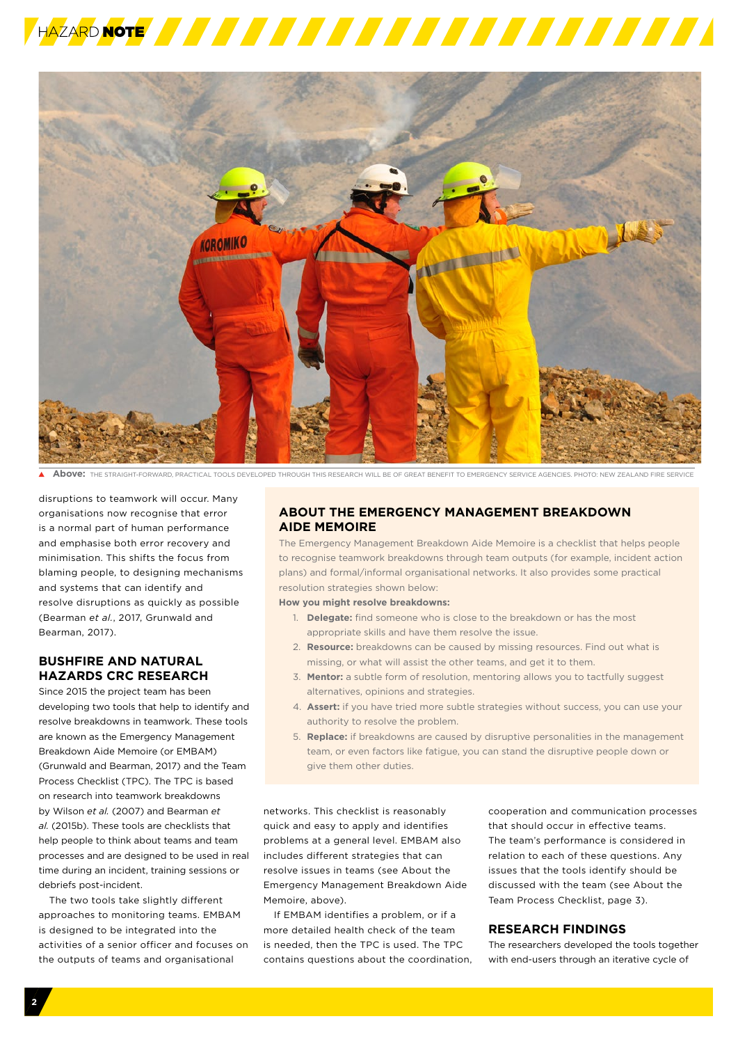**Above:** THE STRAIGHT-FORWARD, PRACTICAL TOOLS DEVELOPED THROUGH THIS RESEARCH WILL BE OF GREAT BENEFIT TO EMERGENCY SERVICE AGENCIES. PHOTO: NEW ZEALAND FIRE SERVICE

disruptions to teamwork will occur. Many organisations now recognise that error is a normal part of human performance and emphasise both error recovery and minimisation. This shifts the focus from blaming people, to designing mechanisms and systems that can identify and resolve disruptions as quickly as possible (Bearman *et al.*, 2017, Grunwald and Bearman, 2017).

## BUSHFIRE AND NATURAL HAZARDS CRC RESEARCH

Since 2015 the project team has been developing two tools that help to identify and resolve breakdowns in teamwork. These tools are known as the Emergency Management Breakdown Aide Memoire (or EMBAM) (Grunwald and Bearman, 2017) and the Team Process Checklist (TPC). The TPC is based on research into teamwork breakdowns by Wilson *et al.* (2007) and Bearman *et al.* (2015b). These tools are checklists that help people to think about teams and team processes and are designed to be used in real time during an incident, training sessions or debriefs post-incident.

The two tools take slightly different approaches to monitoring teams. EMBAM is designed to be integrated into the activities of a senior officer and focuses on the outputs of teams and organisational networks. This checklist is reasonably quick and easy to apply and identifies problems at a general level. EMBAM also includes different strategies that can resolve issues in teams (see About the Emergency Management Breakdown Aide Memoire, above).

If EMBAM identifies a problem, or if a more detailed health check of the team is needed, then the TPC is used. The TPC contains questions about the coordination, cooperation and communication processes that should occur in effective teams. The team's performance is considered in relation to each of these questions. Any issues that the tools identify should be discussed with the team (see About the Team Process Checklist, page 3).

## ABOUT THE EMERGENCY MANAGEMENT BREAKDOWN AIDE MEMOIRE

The Emergency Management Breakdown Aide Memoire is a checklist that helps people to recognise teamwork breakdowns through team outputs (for example, incident action plans) and formal/informal organisational networks. It also provides some practical resolution strategies shown below:

**How you might resolve breakdowns:**

1. **Delegate:** find someone who is close to the breakdown or has the most appropriate skills and have them resolve the issue.
2. **Resource:** breakdowns can be caused by missing resources. Find out what is missing, or what will assist the other teams, and get it to them.
3. **Mentor:** a subtle form of resolution, mentoring allows you to tactfully suggest alternatives, opinions and strategies.
4. **Assert:** if you have tried more subtle strategies without success, you can use your authority to resolve the problem.
5. **Replace:** if breakdowns are caused by disruptive personalities in the management team, or even factors like fatigue, you can stand the disruptive people down or give them other duties.

## RESEARCH FINDINGS

The researchers developed the tools together with end-users through an iterative cycle of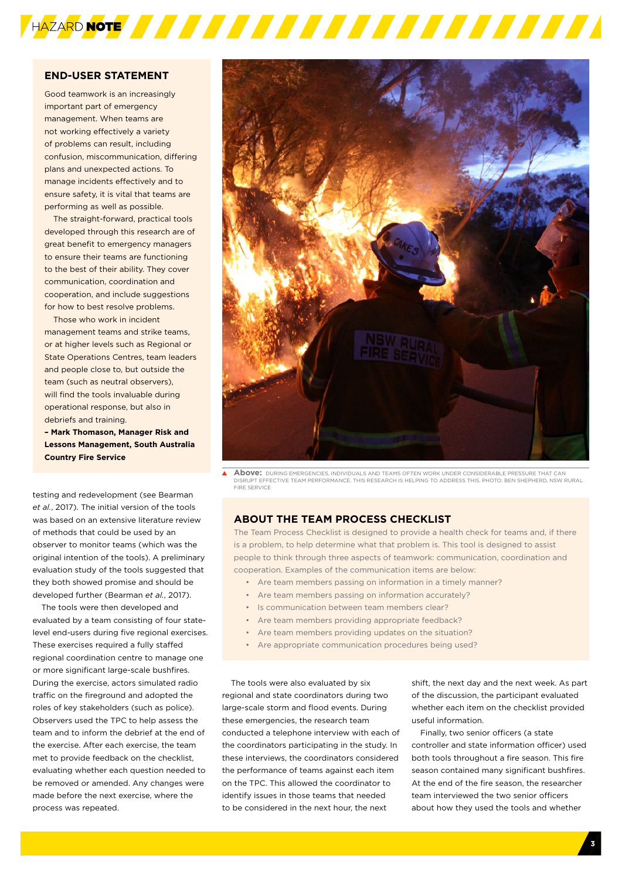## END-USER STATEMENT

Good teamwork is an increasingly important part of emergency management. When teams are not working effectively a variety of problems can result, including confusion, miscommunication, differing plans and unexpected actions. To manage incidents effectively and to ensure safety, it is vital that teams are performing as well as possible.

The straight-forward, practical tools developed through this research are of great benefit to emergency managers to ensure their teams are functioning to the best of their ability. They cover communication, coordination and cooperation, and include suggestions for how to best resolve problems.

Those who work in incident management teams and strike teams, or at higher levels such as Regional or State Operations Centres, team leaders and people close to, but outside the team (such as neutral observers), will find the tools invaluable during operational response, but also in debriefs and training.

**– Mark Thomason, Manager Risk and Lessons Management, South Australia Country Fire Service**

testing and redevelopment (see Bearman *et al.*, 2017). The initial version of the tools was based on an extensive literature review of methods that could be used by an observer to monitor teams (which was the original intention of the tools). A preliminary evaluation study of the tools suggested that they both showed promise and should be developed further (Bearman *et al.*, 2017).

The tools were then developed and evaluated by a team consisting of four state-level end-users during five regional exercises. These exercises required a fully staffed regional coordination centre to manage one or more significant large-scale bushfires. During the exercise, actors simulated radio traffic on the fireground and adopted the roles of key stakeholders (such as police). Observers used the TPC to help assess the team and to inform the debrief at the end of the exercise. After each exercise, the team met to provide feedback on the checklist, evaluating whether each question needed to be removed or amended. Any changes were made before the next exercise, where the process was repeated.

**Above:** DURING EMERGENCIES, INDIVIDUALS AND TEAMS OFTEN WORK UNDER CONSIDERABLE PRESSURE THAT CAN DISRUPT EFFECTIVE TEAM PERFORMANCE. THIS RESEARCH IS HELPING TO ADDRESS THIS. PHOTO: BEN SHEPHERD, NSW RURAL FIRE SERVICE

## ABOUT THE TEAM PROCESS CHECKLIST

The Team Process Checklist is designed to provide a health check for teams and, if there is a problem, to help determine what that problem is. This tool is designed to assist people to think through three aspects of teamwork: communication, coordination and cooperation. Examples of the communication items are below:

- Are team members passing on information in a timely manner?
- Are team members passing on information accurately?
- Is communication between team members clear?
- Are team members providing appropriate feedback?
- Are team members providing updates on the situation?
- Are appropriate communication procedures being used?

The tools were also evaluated by six regional and state coordinators during two large-scale storm and flood events. During these emergencies, the research team conducted a telephone interview with each of the coordinators participating in the study. In these interviews, the coordinators considered the performance of teams against each item on the TPC. This allowed the coordinator to identify issues in those teams that needed to be considered in the next hour, the next shift, the next day and the next week. As part of the discussion, the participant evaluated whether each item on the checklist provided useful information.

Finally, two senior officers (a state controller and state information officer) used both tools throughout a fire season. This fire season contained many significant bushfires. At the end of the fire season, the researcher team interviewed the two senior officers about how they used the tools and whether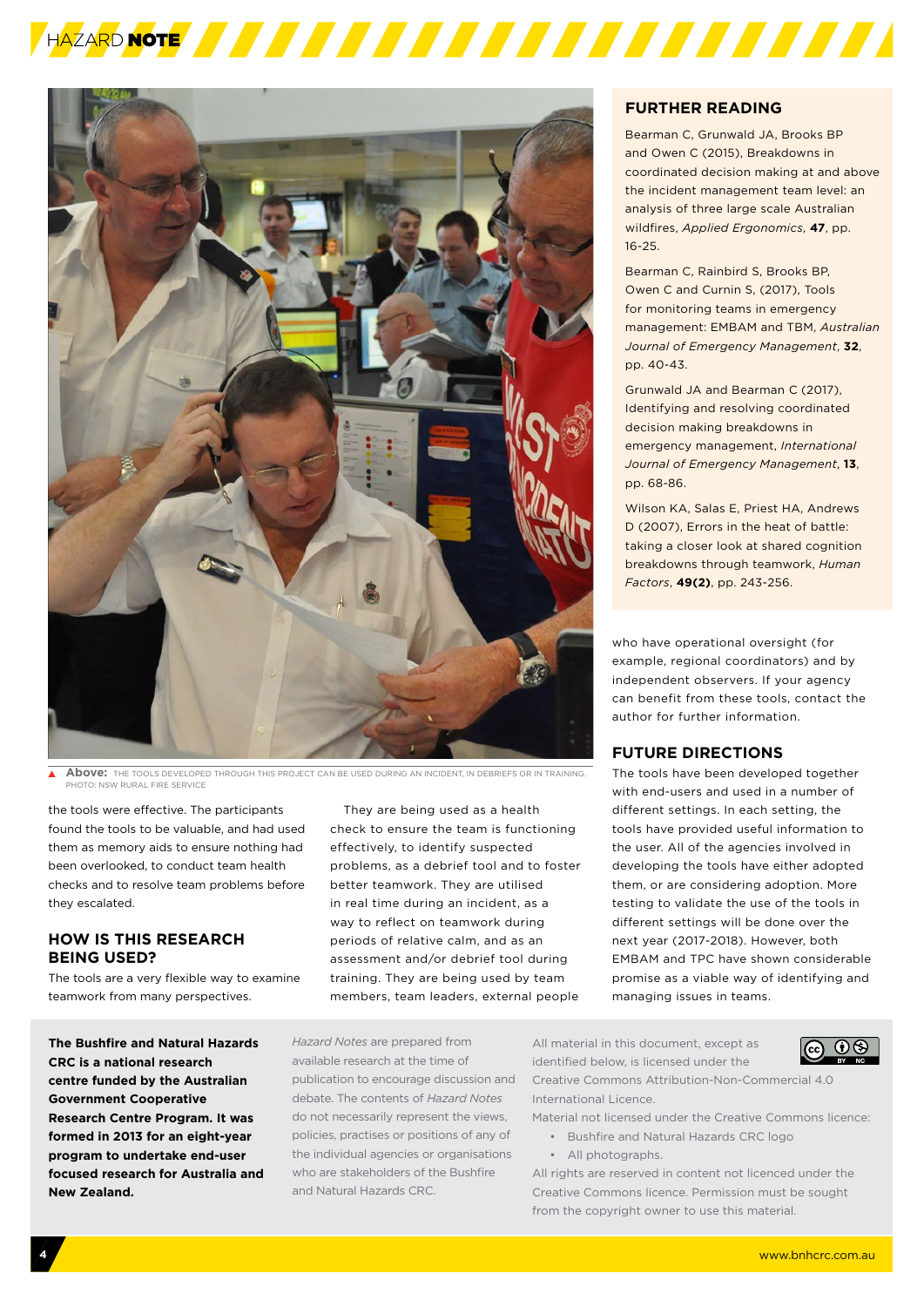**Above:** THE TOOLS DEVELOPED THROUGH THIS PROJECT CAN BE USED DURING AN INCIDENT, IN DEBRIEFS OR IN TRAINING. PHOTO: NSW RURAL FIRE SERVICE

the tools were effective. The participants found the tools to be valuable, and had used them as memory aids to ensure nothing had been overlooked, to conduct team health checks and to resolve team problems before they escalated.

## HOW IS THIS RESEARCH BEING USED?

The tools are a very flexible way to examine teamwork from many perspectives.

They are being used as a health check to ensure the team is functioning effectively, to identify suspected problems, as a debrief tool and to foster better teamwork. They are utilised in real time during an incident, as a way to reflect on teamwork during periods of relative calm, and as an assessment and/or debrief tool during training. They are being used by team members, team leaders, external people who have operational oversight (for example, regional coordinators) and by independent observers. If your agency can benefit from these tools, contact the author for further information.

## FUTURE DIRECTIONS

The tools have been developed together with end-users and used in a number of different settings. In each setting, the tools have provided useful information to the user. All of the agencies involved in developing the tools have either adopted them, or are considering adoption. More testing to validate the use of the tools in different settings will be done over the next year (2017-2018). However, both EMBAM and TPC have shown considerable promise as a viable way of identifying and managing issues in teams.

## FURTHER READING

Bearman C, Grunwald JA, Brooks BP and Owen C (2015), Breakdowns in coordinated decision making at and above the incident management team level: an analysis of three large scale Australian wildfires, *Applied Ergonomics*, **47**, pp. 16-25.

Bearman C, Rainbird S, Brooks BP, Owen C and Curnin S, (2017), Tools for monitoring teams in emergency management: EMBAM and TBM, *Australian Journal of Emergency Management*, **32**, pp. 40-43.

Grunwald JA and Bearman C (2017), Identifying and resolving coordinated decision making breakdowns in emergency management, *International Journal of Emergency Management*, **13**, pp. 68-86.

Wilson KA, Salas E, Priest HA, Andrews D (2007), Errors in the heat of battle: taking a closer look at shared cognition breakdowns through teamwork, *Human Factors*, **49(2)**, pp. 243-256.

**The Bushfire and Natural Hazards CRC is a national research centre funded by the Australian Government Cooperative Research Centre Program. It was formed in 2013 for an eight-year program to undertake end-user focused research for Australia and New Zealand.**

*Hazard Notes* are prepared from available research at the time of publication to encourage discussion and debate. The contents of *Hazard Notes* do not necessarily represent the views, policies, practises or positions of any of the individual agencies or organisations who are stakeholders of the Bushfire and Natural Hazards CRC.

All material in this document, except as identified below, is licensed under the Creative Commons Attribution-Non-Commercial 4.0 International Licence.

Material not licensed under the Creative Commons licence:

- Bushfire and Natural Hazards CRC logo
- All photographs.

All rights are reserved in content not licenced under the Creative Commons licence. Permission must be sought from the copyright owner to use this material.

www.bnhcrc.com.au